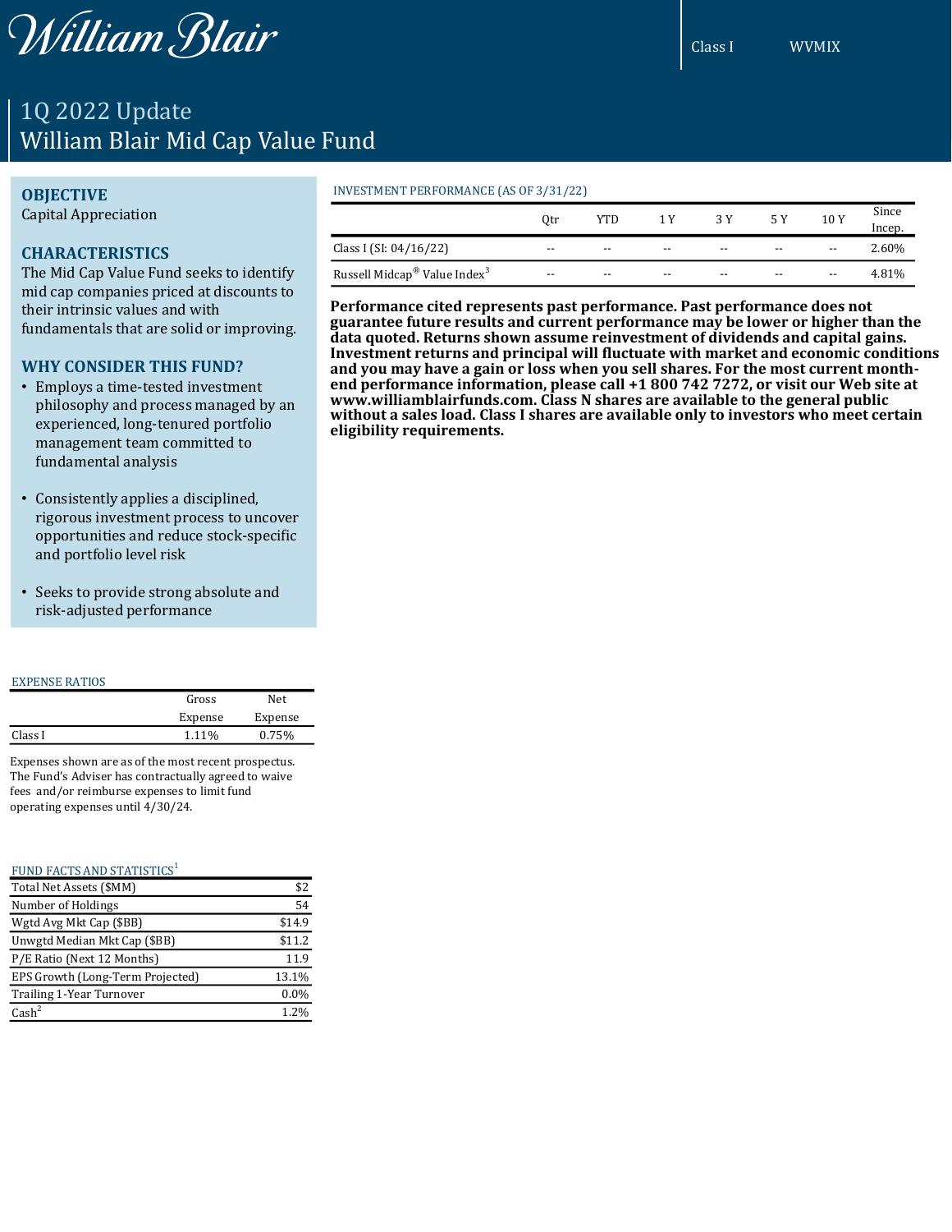William Blair

Class I WVMIX

# 1Q 2022 Update
# William Blair Mid Cap Value Fund

## OBJECTIVE

Capital Appreciation

## CHARACTERISTICS

The Mid Cap Value Fund seeks to identify mid cap companies priced at discounts to their intrinsic values and with fundamentals that are solid or improving.

## WHY CONSIDER THIS FUND?

- Employs a time-tested investment philosophy and process managed by an experienced, long-tenured portfolio management team committed to fundamental analysis
- Consistently applies a disciplined, rigorous investment process to uncover opportunities and reduce stock-specific and portfolio level risk
- Seeks to provide strong absolute and risk-adjusted performance

### INVESTMENT PERFORMANCE (AS OF 3/31/22)

| | Qtr | YTD | 1 Y | 3 Y | 5 Y | 10 Y | Since Incep. |
|---|---|---|---|---|---|---|---|
| Class I (SI: 04/16/22) | -- | -- | -- | -- | -- | -- | 2.60% |
| Russell Midcap® Value Index[3] | -- | -- | -- | -- | -- | -- | 4.81% |

**Performance cited represents past performance. Past performance does not guarantee future results and current performance may be lower or higher than the data quoted. Returns shown assume reinvestment of dividends and capital gains. Investment returns and principal will fluctuate with market and economic conditions and you may have a gain or loss when you sell shares. For the most current month-end performance information, please call +1 800 742 7272, or visit our Web site at www.williamblairfunds.com. Class N shares are available to the general public without a sales load. Class I shares are available only to investors who meet certain eligibility requirements.**

### EXPENSE RATIOS

| | Gross Expense | Net Expense |
|---|---|---|
| Class I | 1.11% | 0.75% |

Expenses shown are as of the most recent prospectus. The Fund's Adviser has contractually agreed to waive fees and/or reimburse expenses to limit fund operating expenses until 4/30/24.

### FUND FACTS AND STATISTICS[1]

| | |
|---|---|
| Total Net Assets ($MM) | $2 |
| Number of Holdings | 54 |
| Wgtd Avg Mkt Cap ($BB) | $14.9 |
| Unwgtd Median Mkt Cap ($BB) | $11.2 |
| P/E Ratio (Next 12 Months) | 11.9 |
| EPS Growth (Long-Term Projected) | 13.1% |
| Trailing 1-Year Turnover | 0.0% |
| Cash[2] | 1.2% |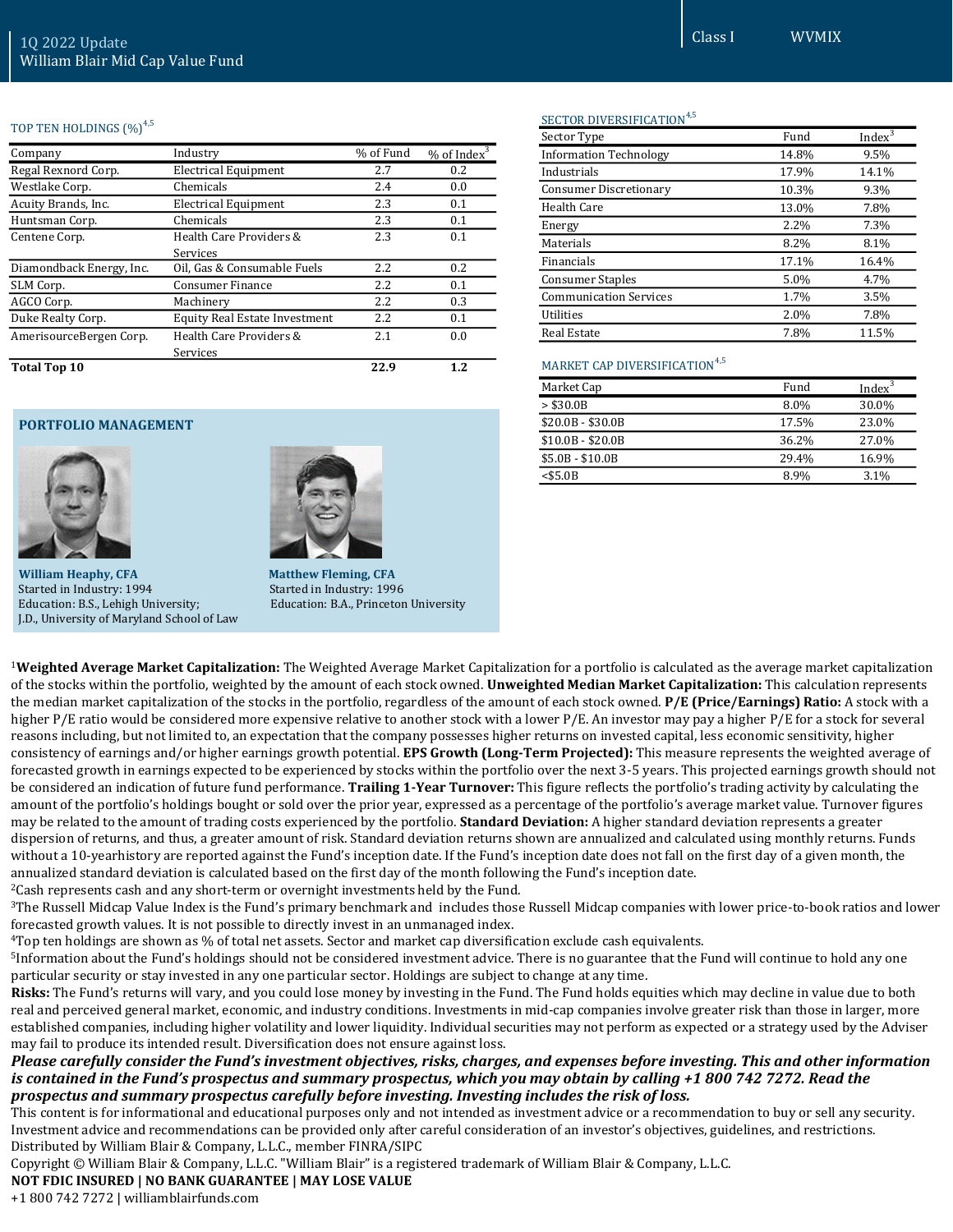# 1Q 2022 Update
## William Blair Mid Cap Value Fund

Class I WVMIX

### TOP TEN HOLDINGS (%)[4,5]

| Company | Industry | % of Fund | % of Index[3] |
|---|---|---|---|
| Regal Rexnord Corp. | Electrical Equipment | 2.7 | 0.2 |
| Westlake Corp. | Chemicals | 2.4 | 0.0 |
| Acuity Brands, Inc. | Electrical Equipment | 2.3 | 0.1 |
| Huntsman Corp. | Chemicals | 2.3 | 0.1 |
| Centene Corp. | Health Care Providers & Services | 2.3 | 0.1 |
| Diamondback Energy, Inc. | Oil, Gas & Consumable Fuels | 2.2 | 0.2 |
| SLM Corp. | Consumer Finance | 2.2 | 0.1 |
| AGCO Corp. | Machinery | 2.2 | 0.3 |
| Duke Realty Corp. | Equity Real Estate Investment | 2.2 | 0.1 |
| AmerisourceBergen Corp. | Health Care Providers & Services | 2.1 | 0.0 |
| **Total Top 10** | | **22.9** | **1.2** |

### SECTOR DIVERSIFICATION[4,5]

| Sector Type | Fund | Index[3] |
|---|---|---|
| Information Technology | 14.8% | 9.5% |
| Industrials | 17.9% | 14.1% |
| Consumer Discretionary | 10.3% | 9.3% |
| Health Care | 13.0% | 7.8% |
| Energy | 2.2% | 7.3% |
| Materials | 8.2% | 8.1% |
| Financials | 17.1% | 16.4% |
| Consumer Staples | 5.0% | 4.7% |
| Communication Services | 1.7% | 3.5% |
| Utilities | 2.0% | 7.8% |
| Real Estate | 7.8% | 11.5% |

### MARKET CAP DIVERSIFICATION[4,5]

| Market Cap | Fund | Index[3] |
|---|---|---|
| > $30.0B | 8.0% | 30.0% |
| $20.0B - $30.0B | 17.5% | 23.0% |
| $10.0B - $20.0B | 36.2% | 27.0% |
| $5.0B - $10.0B | 29.4% | 16.9% |
| <$5.0B | 8.9% | 3.1% |

### PORTFOLIO MANAGEMENT

**William Heaphy, CFA**
Started in Industry: 1994
Education: B.S., Lehigh University; J.D., University of Maryland School of Law

**Matthew Fleming, CFA**
Started in Industry: 1996
Education: B.A., Princeton University

[1]**Weighted Average Market Capitalization:** The Weighted Average Market Capitalization for a portfolio is calculated as the average market capitalization of the stocks within the portfolio, weighted by the amount of each stock owned. **Unweighted Median Market Capitalization:** This calculation represents the median market capitalization of the stocks in the portfolio, regardless of the amount of each stock owned. **P/E (Price/Earnings) Ratio:** A stock with a higher P/E ratio would be considered more expensive relative to another stock with a lower P/E. An investor may pay a higher P/E for a stock for several reasons including, but not limited to, an expectation that the company possesses higher returns on invested capital, less economic sensitivity, higher consistency of earnings and/or higher earnings growth potential. **EPS Growth (Long-Term Projected):** This measure represents the weighted average of forecasted growth in earnings expected to be experienced by stocks within the portfolio over the next 3-5 years. This projected earnings growth should not be considered an indication of future fund performance. **Trailing 1-Year Turnover:** This figure reflects the portfolio's trading activity by calculating the amount of the portfolio's holdings bought or sold over the prior year, expressed as a percentage of the portfolio's average market value. Turnover figures may be related to the amount of trading costs experienced by the portfolio. **Standard Deviation:** A higher standard deviation represents a greater dispersion of returns, and thus, a greater amount of risk. Standard deviation returns shown are annualized and calculated using monthly returns. Funds without a 10-yearhistory are reported against the Fund's inception date. If the Fund's inception date does not fall on the first day of a given month, the annualized standard deviation is calculated based on the first day of the month following the Fund's inception date.

[2]Cash represents cash and any short-term or overnight investments held by the Fund.

[3]The Russell Midcap Value Index is the Fund's primary benchmark and includes those Russell Midcap companies with lower price-to-book ratios and lower forecasted growth values. It is not possible to directly invest in an unmanaged index.

[4]Top ten holdings are shown as % of total net assets. Sector and market cap diversification exclude cash equivalents.

[5]Information about the Fund's holdings should not be considered investment advice. There is no guarantee that the Fund will continue to hold any one particular security or stay invested in any one particular sector. Holdings are subject to change at any time.

**Risks:** The Fund's returns will vary, and you could lose money by investing in the Fund. The Fund holds equities which may decline in value due to both real and perceived general market, economic, and industry conditions. Investments in mid-cap companies involve greater risk than those in larger, more established companies, including higher volatility and lower liquidity. Individual securities may not perform as expected or a strategy used by the Adviser may fail to produce its intended result. Diversification does not ensure against loss.

***Please carefully consider the Fund's investment objectives, risks, charges, and expenses before investing. This and other information is contained in the Fund's prospectus and summary prospectus, which you may obtain by calling +1 800 742 7272. Read the prospectus and summary prospectus carefully before investing. Investing includes the risk of loss.***

This content is for informational and educational purposes only and not intended as investment advice or a recommendation to buy or sell any security. Investment advice and recommendations can be provided only after careful consideration of an investor's objectives, guidelines, and restrictions.

Distributed by William Blair & Company, L.L.C., member FINRA/SIPC

Copyright © William Blair & Company, L.L.C. "William Blair" is a registered trademark of William Blair & Company, L.L.C.

**NOT FDIC INSURED | NO BANK GUARANTEE | MAY LOSE VALUE**

+1 800 742 7272 | williamblairfunds.com